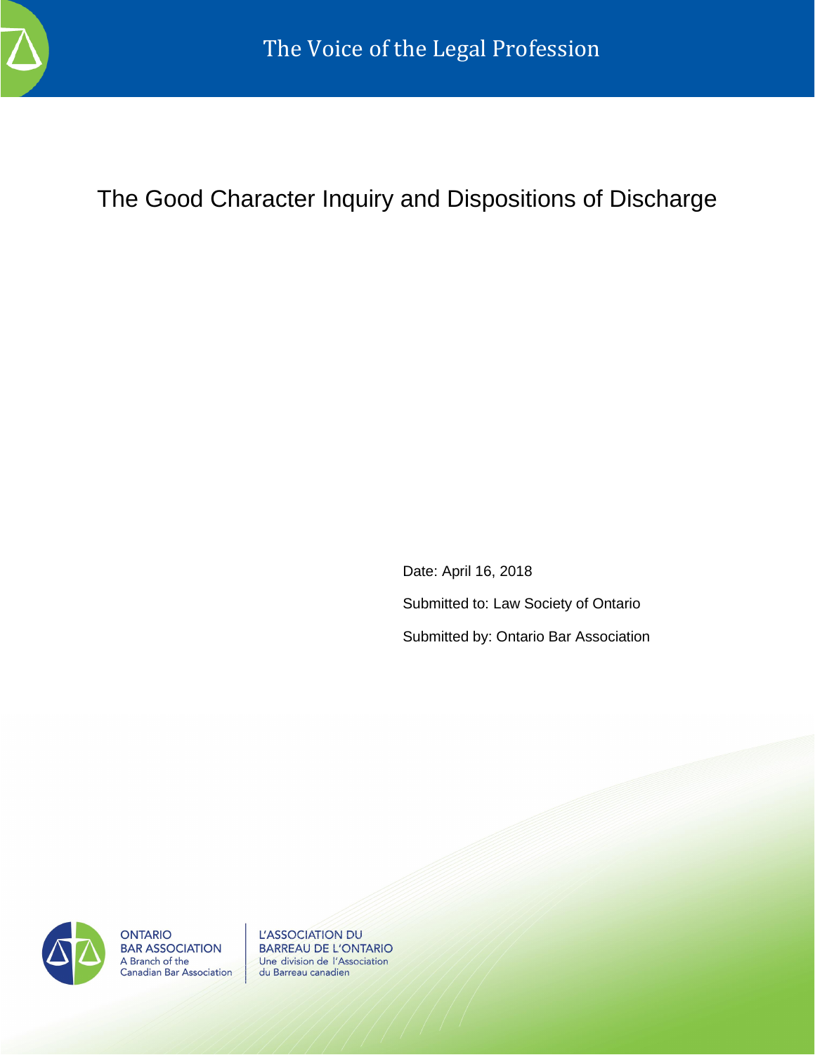The Voice of the Legal Profession

# The Good Character Inquiry and Dispositions of Discharge

Date: April 16, 2018

Submitted to: Law Society of Ontario

Submitted by: Ontario Bar Association

ONTARIO BAR ASSOCIATION
A Branch of the Canadian Bar Association

L'ASSOCIATION DU BARREAU DE L'ONTARIO
Une division de l'Association du Barreau canadien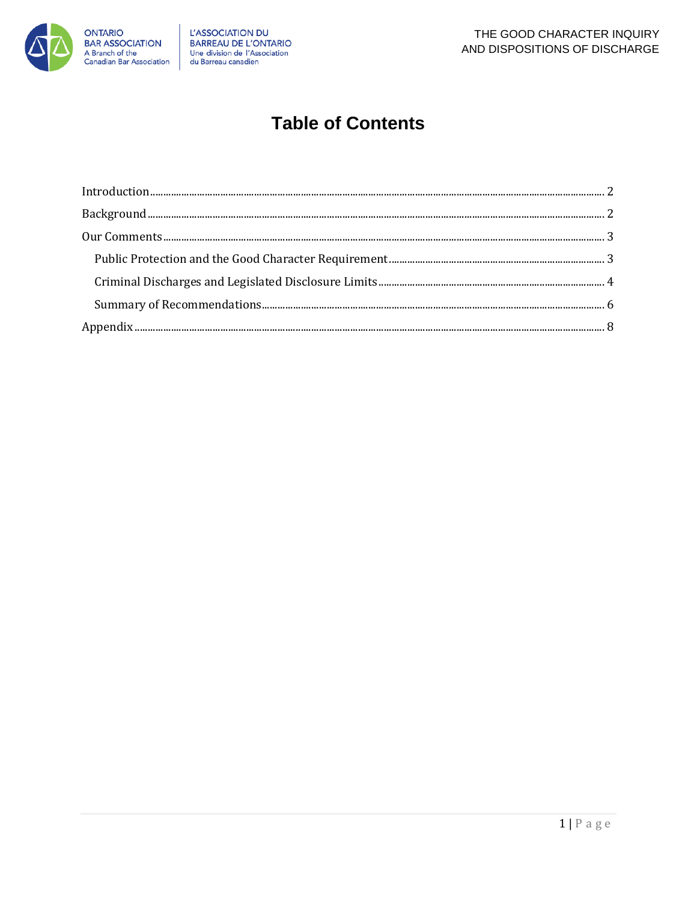# Table of Contents

Introduction ..... 2

Background ..... 2

Our Comments ..... 3

- Public Protection and the Good Character Requirement ..... 3
- Criminal Discharges and Legislated Disclosure Limits ..... 4
- Summary of Recommendations ..... 6

Appendix ..... 8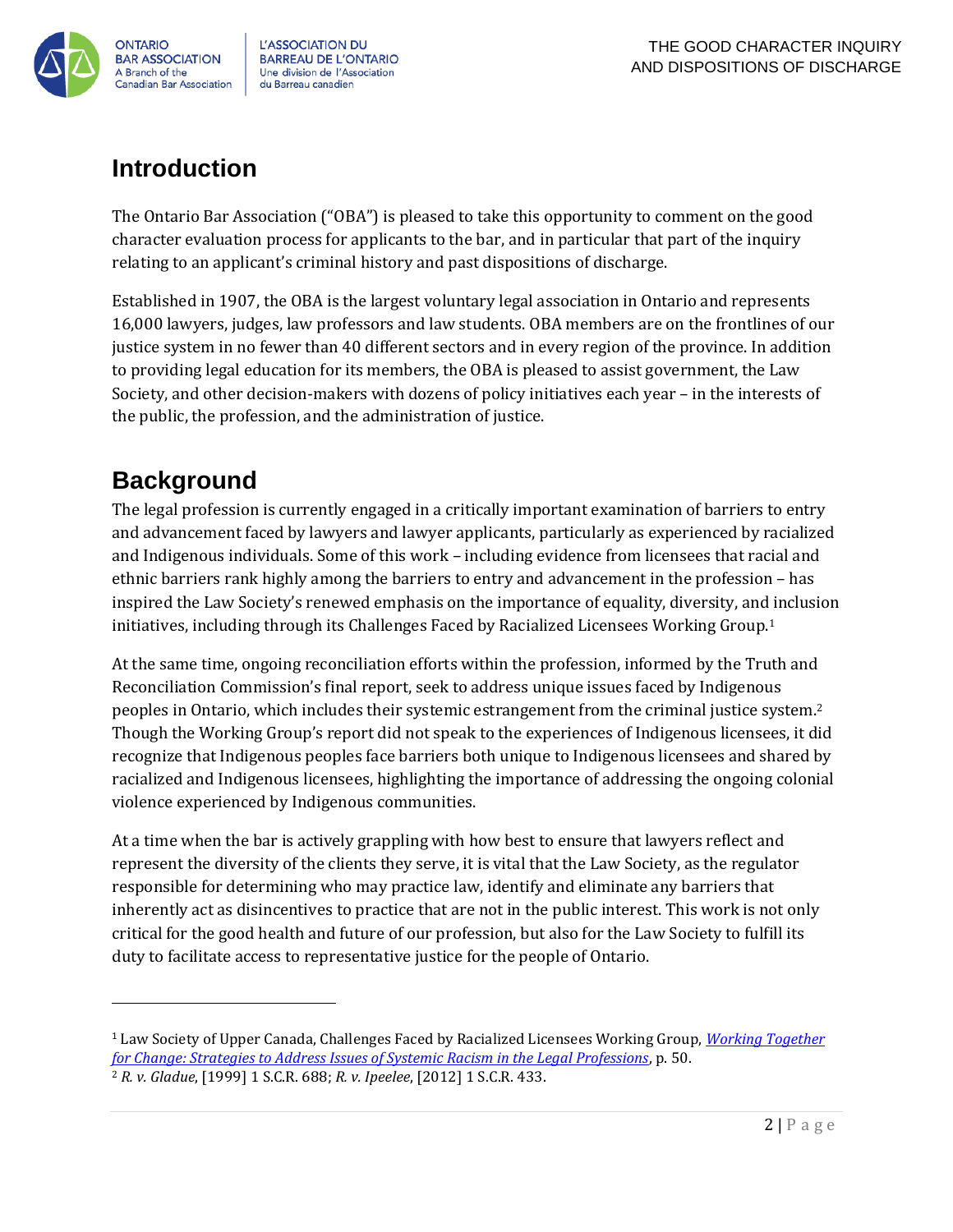## Introduction

The Ontario Bar Association ("OBA") is pleased to take this opportunity to comment on the good character evaluation process for applicants to the bar, and in particular that part of the inquiry relating to an applicant's criminal history and past dispositions of discharge.

Established in 1907, the OBA is the largest voluntary legal association in Ontario and represents 16,000 lawyers, judges, law professors and law students. OBA members are on the frontlines of our justice system in no fewer than 40 different sectors and in every region of the province. In addition to providing legal education for its members, the OBA is pleased to assist government, the Law Society, and other decision-makers with dozens of policy initiatives each year – in the interests of the public, the profession, and the administration of justice.

## Background

The legal profession is currently engaged in a critically important examination of barriers to entry and advancement faced by lawyers and lawyer applicants, particularly as experienced by racialized and Indigenous individuals. Some of this work – including evidence from licensees that racial and ethnic barriers rank highly among the barriers to entry and advancement in the profession – has inspired the Law Society's renewed emphasis on the importance of equality, diversity, and inclusion initiatives, including through its Challenges Faced by Racialized Licensees Working Group.[1]

At the same time, ongoing reconciliation efforts within the profession, informed by the Truth and Reconciliation Commission's final report, seek to address unique issues faced by Indigenous peoples in Ontario, which includes their systemic estrangement from the criminal justice system.[2] Though the Working Group's report did not speak to the experiences of Indigenous licensees, it did recognize that Indigenous peoples face barriers both unique to Indigenous licensees and shared by racialized and Indigenous licensees, highlighting the importance of addressing the ongoing colonial violence experienced by Indigenous communities.

At a time when the bar is actively grappling with how best to ensure that lawyers reflect and represent the diversity of the clients they serve, it is vital that the Law Society, as the regulator responsible for determining who may practice law, identify and eliminate any barriers that inherently act as disincentives to practice that are not in the public interest. This work is not only critical for the good health and future of our profession, but also for the Law Society to fulfill its duty to facilitate access to representative justice for the people of Ontario.

---

[1] Law Society of Upper Canada, Challenges Faced by Racialized Licensees Working Group, *Working Together for Change: Strategies to Address Issues of Systemic Racism in the Legal Professions*, p. 50.

[2] *R. v. Gladue*, [1999] 1 S.C.R. 688; *R. v. Ipeelee*, [2012] 1 S.C.R. 433.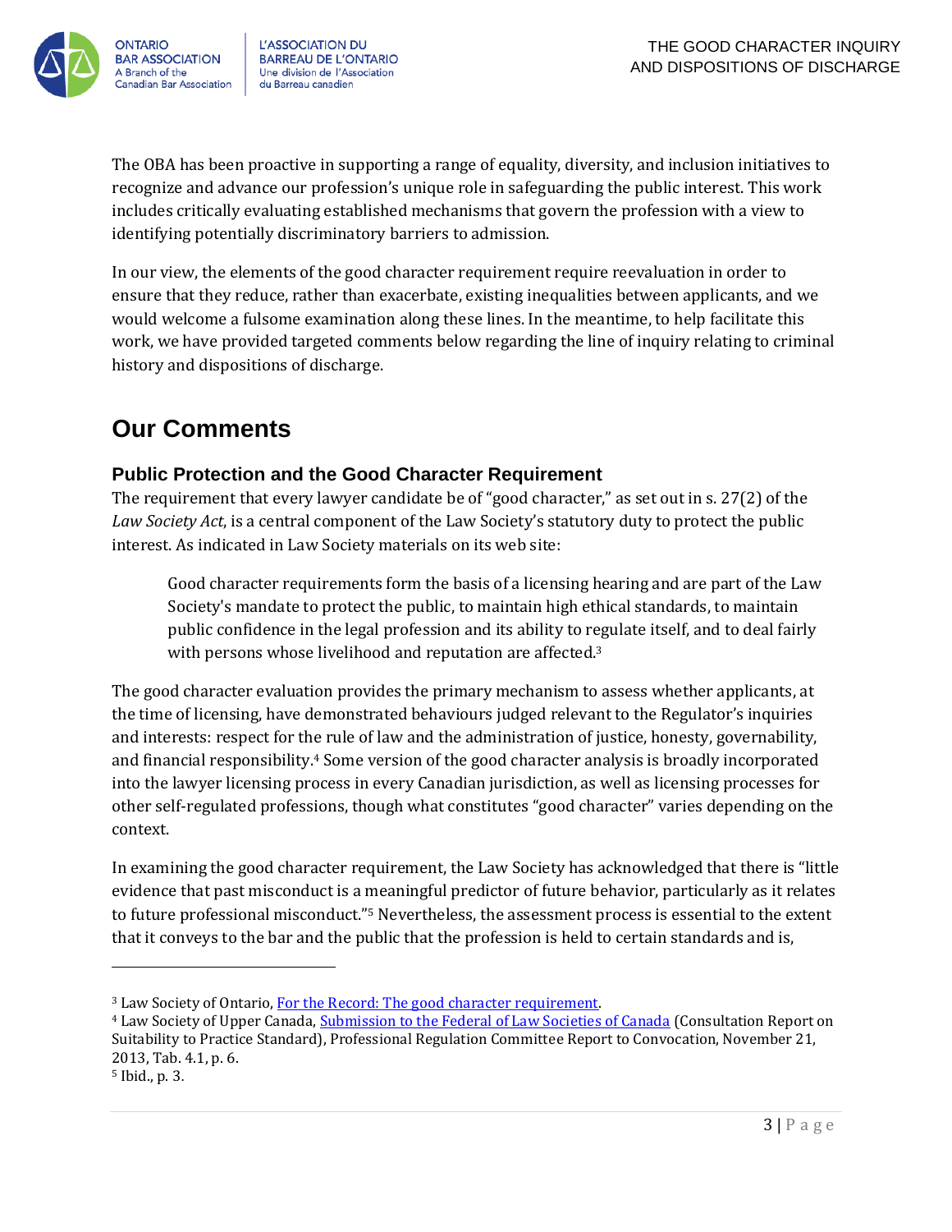The OBA has been proactive in supporting a range of equality, diversity, and inclusion initiatives to recognize and advance our profession's unique role in safeguarding the public interest. This work includes critically evaluating established mechanisms that govern the profession with a view to identifying potentially discriminatory barriers to admission.

In our view, the elements of the good character requirement require reevaluation in order to ensure that they reduce, rather than exacerbate, existing inequalities between applicants, and we would welcome a fulsome examination along these lines. In the meantime, to help facilitate this work, we have provided targeted comments below regarding the line of inquiry relating to criminal history and dispositions of discharge.

# Our Comments

## Public Protection and the Good Character Requirement

The requirement that every lawyer candidate be of "good character," as set out in s. 27(2) of the *Law Society Act*, is a central component of the Law Society's statutory duty to protect the public interest. As indicated in Law Society materials on its web site:

> Good character requirements form the basis of a licensing hearing and are part of the Law Society's mandate to protect the public, to maintain high ethical standards, to maintain public confidence in the legal profession and its ability to regulate itself, and to deal fairly with persons whose livelihood and reputation are affected.[3]

The good character evaluation provides the primary mechanism to assess whether applicants, at the time of licensing, have demonstrated behaviours judged relevant to the Regulator's inquiries and interests: respect for the rule of law and the administration of justice, honesty, governability, and financial responsibility.[4] Some version of the good character analysis is broadly incorporated into the lawyer licensing process in every Canadian jurisdiction, as well as licensing processes for other self-regulated professions, though what constitutes "good character" varies depending on the context.

In examining the good character requirement, the Law Society has acknowledged that there is "little evidence that past misconduct is a meaningful predictor of future behavior, particularly as it relates to future professional misconduct."[5] Nevertheless, the assessment process is essential to the extent that it conveys to the bar and the public that the profession is held to certain standards and is,

---

[3] Law Society of Ontario, For the Record: The good character requirement.

[4] Law Society of Upper Canada, Submission to the Federal of Law Societies of Canada (Consultation Report on Suitability to Practice Standard), Professional Regulation Committee Report to Convocation, November 21, 2013, Tab. 4.1, p. 6.

[5] Ibid., p. 3.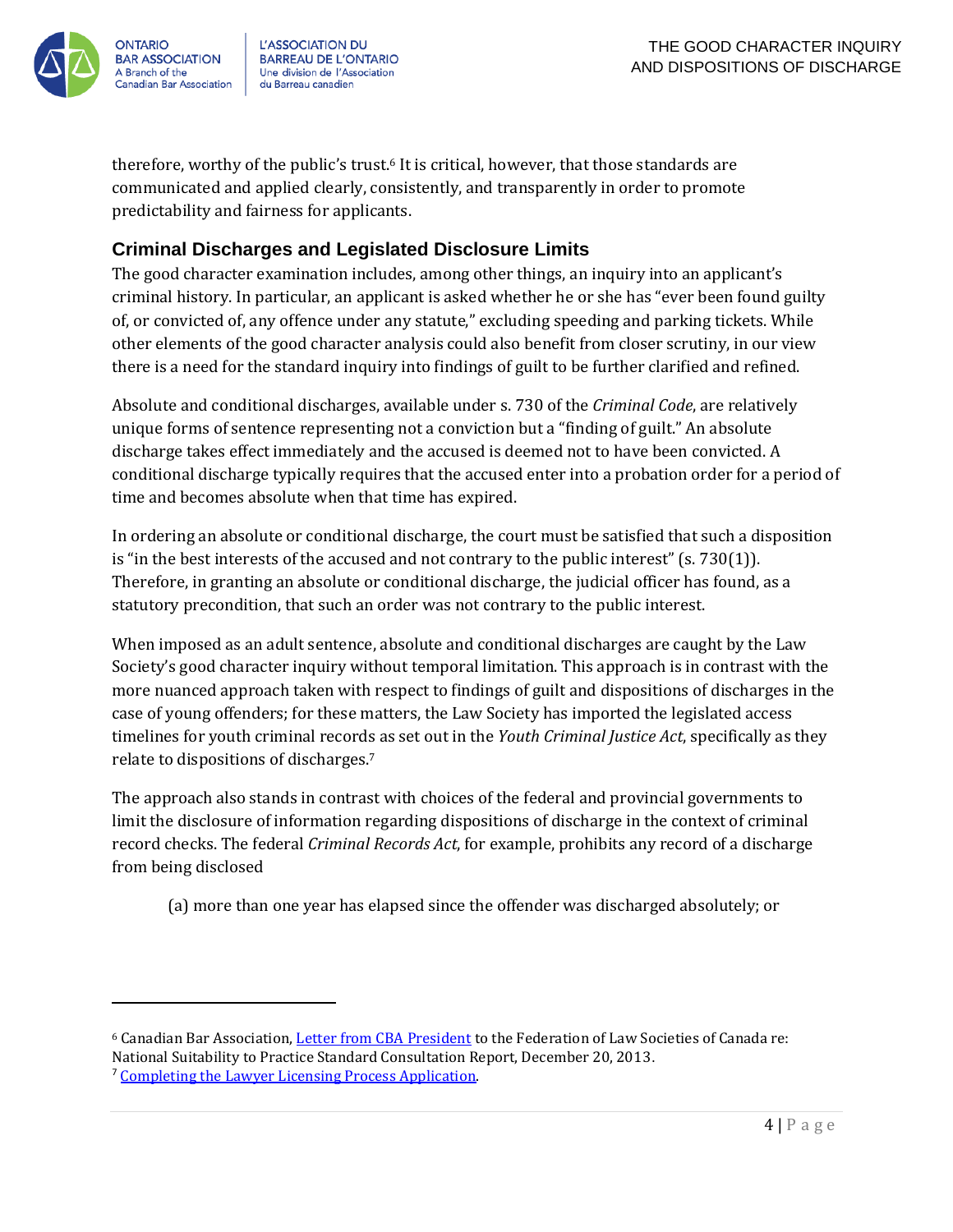therefore, worthy of the public's trust.[6] It is critical, however, that those standards are communicated and applied clearly, consistently, and transparently in order to promote predictability and fairness for applicants.

## Criminal Discharges and Legislated Disclosure Limits

The good character examination includes, among other things, an inquiry into an applicant's criminal history. In particular, an applicant is asked whether he or she has "ever been found guilty of, or convicted of, any offence under any statute," excluding speeding and parking tickets. While other elements of the good character analysis could also benefit from closer scrutiny, in our view there is a need for the standard inquiry into findings of guilt to be further clarified and refined.

Absolute and conditional discharges, available under s. 730 of the *Criminal Code*, are relatively unique forms of sentence representing not a conviction but a "finding of guilt." An absolute discharge takes effect immediately and the accused is deemed not to have been convicted. A conditional discharge typically requires that the accused enter into a probation order for a period of time and becomes absolute when that time has expired.

In ordering an absolute or conditional discharge, the court must be satisfied that such a disposition is "in the best interests of the accused and not contrary to the public interest" (s. 730(1)). Therefore, in granting an absolute or conditional discharge, the judicial officer has found, as a statutory precondition, that such an order was not contrary to the public interest.

When imposed as an adult sentence, absolute and conditional discharges are caught by the Law Society's good character inquiry without temporal limitation. This approach is in contrast with the more nuanced approach taken with respect to findings of guilt and dispositions of discharges in the case of young offenders; for these matters, the Law Society has imported the legislated access timelines for youth criminal records as set out in the *Youth Criminal Justice Act*, specifically as they relate to dispositions of discharges.[7]

The approach also stands in contrast with choices of the federal and provincial governments to limit the disclosure of information regarding dispositions of discharge in the context of criminal record checks. The federal *Criminal Records Act*, for example, prohibits any record of a discharge from being disclosed

> (a) more than one year has elapsed since the offender was discharged absolutely; or

---

[6] Canadian Bar Association, Letter from CBA President to the Federation of Law Societies of Canada re: National Suitability to Practice Standard Consultation Report, December 20, 2013.

[7] Completing the Lawyer Licensing Process Application.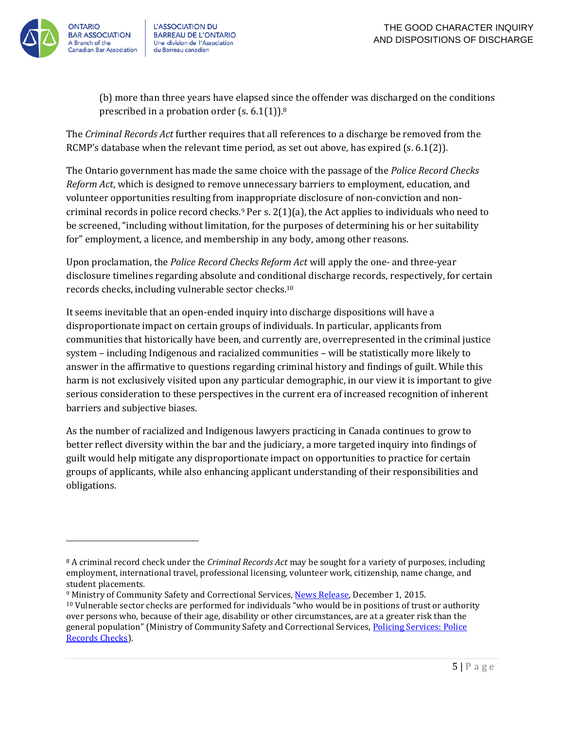(b) more than three years have elapsed since the offender was discharged on the conditions prescribed in a probation order (s. 6.1(1)).[8]

The *Criminal Records Act* further requires that all references to a discharge be removed from the RCMP's database when the relevant time period, as set out above, has expired (s. 6.1(2)).

The Ontario government has made the same choice with the passage of the *Police Record Checks Reform Act*, which is designed to remove unnecessary barriers to employment, education, and volunteer opportunities resulting from inappropriate disclosure of non-conviction and non-criminal records in police record checks.[9] Per s. 2(1)(a), the Act applies to individuals who need to be screened, "including without limitation, for the purposes of determining his or her suitability for" employment, a licence, and membership in any body, among other reasons.

Upon proclamation, the *Police Record Checks Reform Act* will apply the one- and three-year disclosure timelines regarding absolute and conditional discharge records, respectively, for certain records checks, including vulnerable sector checks.[10]

It seems inevitable that an open-ended inquiry into discharge dispositions will have a disproportionate impact on certain groups of individuals. In particular, applicants from communities that historically have been, and currently are, overrepresented in the criminal justice system – including Indigenous and racialized communities – will be statistically more likely to answer in the affirmative to questions regarding criminal history and findings of guilt. While this harm is not exclusively visited upon any particular demographic, in our view it is important to give serious consideration to these perspectives in the current era of increased recognition of inherent barriers and subjective biases.

As the number of racialized and Indigenous lawyers practicing in Canada continues to grow to better reflect diversity within the bar and the judiciary, a more targeted inquiry into findings of guilt would help mitigate any disproportionate impact on opportunities to practice for certain groups of applicants, while also enhancing applicant understanding of their responsibilities and obligations.

---

[8] A criminal record check under the *Criminal Records Act* may be sought for a variety of purposes, including employment, international travel, professional licensing, volunteer work, citizenship, name change, and student placements.

[9] Ministry of Community Safety and Correctional Services, News Release, December 1, 2015.

[10] Vulnerable sector checks are performed for individuals "who would be in positions of trust or authority over persons who, because of their age, disability or other circumstances, are at a greater risk than the general population" (Ministry of Community Safety and Correctional Services, Policing Services: Police Records Checks).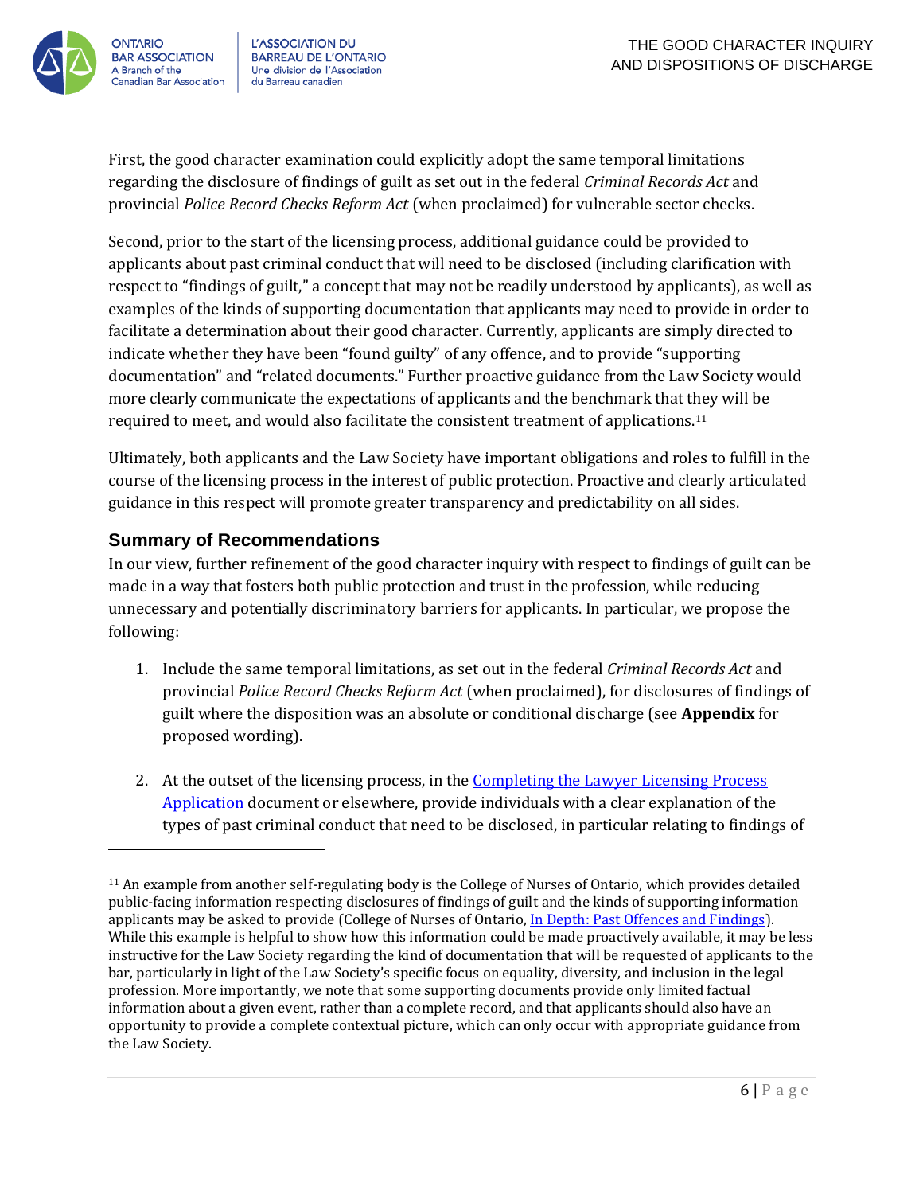First, the good character examination could explicitly adopt the same temporal limitations regarding the disclosure of findings of guilt as set out in the federal *Criminal Records Act* and provincial *Police Record Checks Reform Act* (when proclaimed) for vulnerable sector checks.

Second, prior to the start of the licensing process, additional guidance could be provided to applicants about past criminal conduct that will need to be disclosed (including clarification with respect to "findings of guilt," a concept that may not be readily understood by applicants), as well as examples of the kinds of supporting documentation that applicants may need to provide in order to facilitate a determination about their good character. Currently, applicants are simply directed to indicate whether they have been "found guilty" of any offence, and to provide "supporting documentation" and "related documents." Further proactive guidance from the Law Society would more clearly communicate the expectations of applicants and the benchmark that they will be required to meet, and would also facilitate the consistent treatment of applications.[11]

Ultimately, both applicants and the Law Society have important obligations and roles to fulfill in the course of the licensing process in the interest of public protection. Proactive and clearly articulated guidance in this respect will promote greater transparency and predictability on all sides.

## Summary of Recommendations

In our view, further refinement of the good character inquiry with respect to findings of guilt can be made in a way that fosters both public protection and trust in the profession, while reducing unnecessary and potentially discriminatory barriers for applicants. In particular, we propose the following:

1. Include the same temporal limitations, as set out in the federal *Criminal Records Act* and provincial *Police Record Checks Reform Act* (when proclaimed), for disclosures of findings of guilt where the disposition was an absolute or conditional discharge (see **Appendix** for proposed wording).

2. At the outset of the licensing process, in the [Completing the Lawyer Licensing Process Application]() document or elsewhere, provide individuals with a clear explanation of the types of past criminal conduct that need to be disclosed, in particular relating to findings of

---

[11] An example from another self-regulating body is the College of Nurses of Ontario, which provides detailed public-facing information respecting disclosures of findings of guilt and the kinds of supporting information applicants may be asked to provide (College of Nurses of Ontario, [In Depth: Past Offences and Findings]()). While this example is helpful to show how this information could be made proactively available, it may be less instructive for the Law Society regarding the kind of documentation that will be requested of applicants to the bar, particularly in light of the Law Society's specific focus on equality, diversity, and inclusion in the legal profession. More importantly, we note that some supporting documents provide only limited factual information about a given event, rather than a complete record, and that applicants should also have an opportunity to provide a complete contextual picture, which can only occur with appropriate guidance from the Law Society.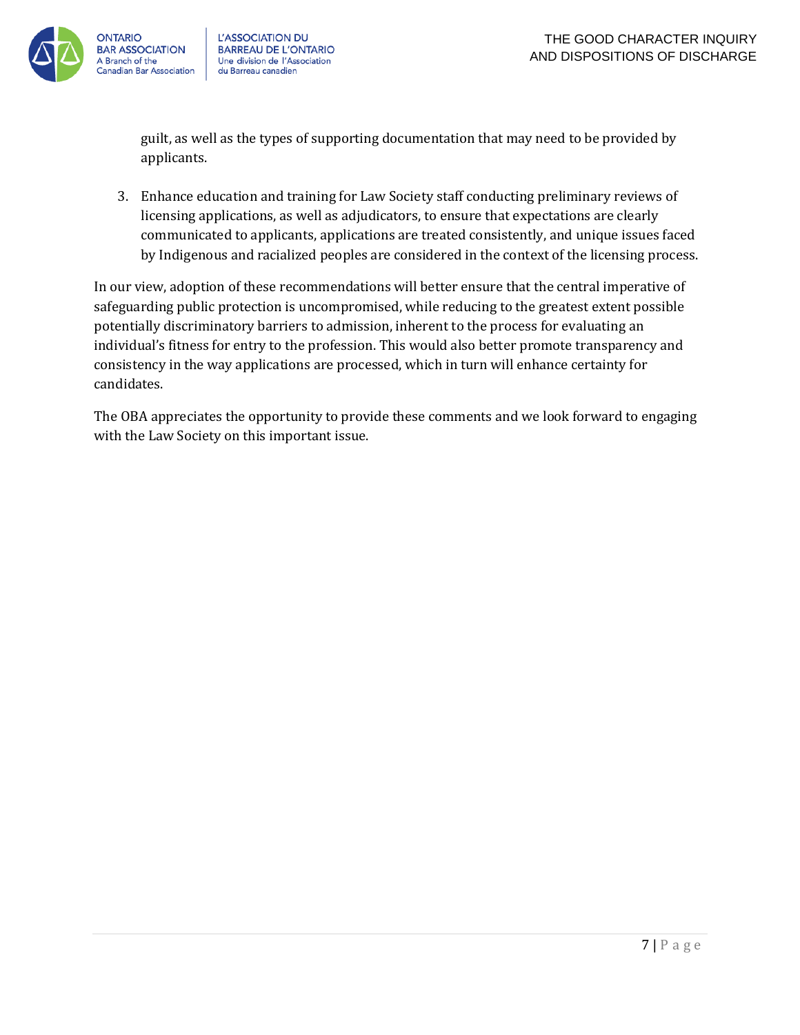guilt, as well as the types of supporting documentation that may need to be provided by applicants.

3. Enhance education and training for Law Society staff conducting preliminary reviews of licensing applications, as well as adjudicators, to ensure that expectations are clearly communicated to applicants, applications are treated consistently, and unique issues faced by Indigenous and racialized peoples are considered in the context of the licensing process.

In our view, adoption of these recommendations will better ensure that the central imperative of safeguarding public protection is uncompromised, while reducing to the greatest extent possible potentially discriminatory barriers to admission, inherent to the process for evaluating an individual's fitness for entry to the profession. This would also better promote transparency and consistency in the way applications are processed, which in turn will enhance certainty for candidates.

The OBA appreciates the opportunity to provide these comments and we look forward to engaging with the Law Society on this important issue.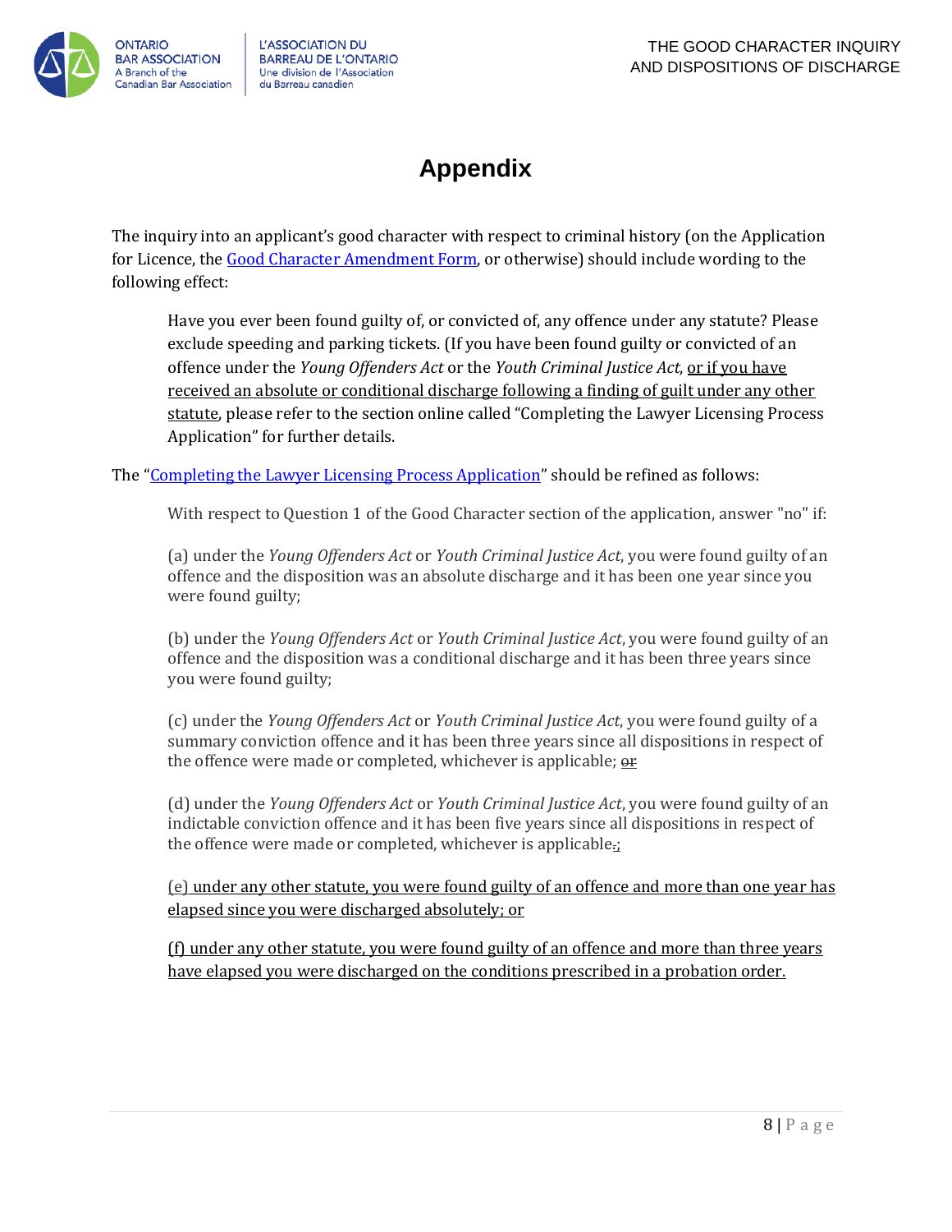# Appendix

The inquiry into an applicant's good character with respect to criminal history (on the Application for Licence, the Good Character Amendment Form, or otherwise) should include wording to the following effect:

> Have you ever been found guilty of, or convicted of, any offence under any statute? Please exclude speeding and parking tickets. (If you have been found guilty or convicted of an offence under the *Young Offenders Act* or the *Youth Criminal Justice Act*, <u>or if you have received an absolute or conditional discharge following a finding of guilt under any other statute</u>, please refer to the section online called "Completing the Lawyer Licensing Process Application" for further details.

The "Completing the Lawyer Licensing Process Application" should be refined as follows:

> With respect to Question 1 of the Good Character section of the application, answer "no" if:
>
> (a) under the *Young Offenders Act* or *Youth Criminal Justice Act*, you were found guilty of an offence and the disposition was an absolute discharge and it has been one year since you were found guilty;
>
> (b) under the *Young Offenders Act* or *Youth Criminal Justice Act*, you were found guilty of an offence and the disposition was a conditional discharge and it has been three years since you were found guilty;
>
> (c) under the *Young Offenders Act* or *Youth Criminal Justice Act*, you were found guilty of a summary conviction offence and it has been three years since all dispositions in respect of the offence were made or completed, whichever is applicable; ~~or~~
>
> (d) under the *Young Offenders Act* or *Youth Criminal Justice Act*, you were found guilty of an indictable conviction offence and it has been five years since all dispositions in respect of the offence were made or completed, whichever is applicable~~.~~<u>;</u>
>
> <u>(e) under any other statute, you were found guilty of an offence and more than one year has elapsed since you were discharged absolutely; or</u>
>
> <u>(f) under any other statute, you were found guilty of an offence and more than three years have elapsed you were discharged on the conditions prescribed in a probation order.</u>